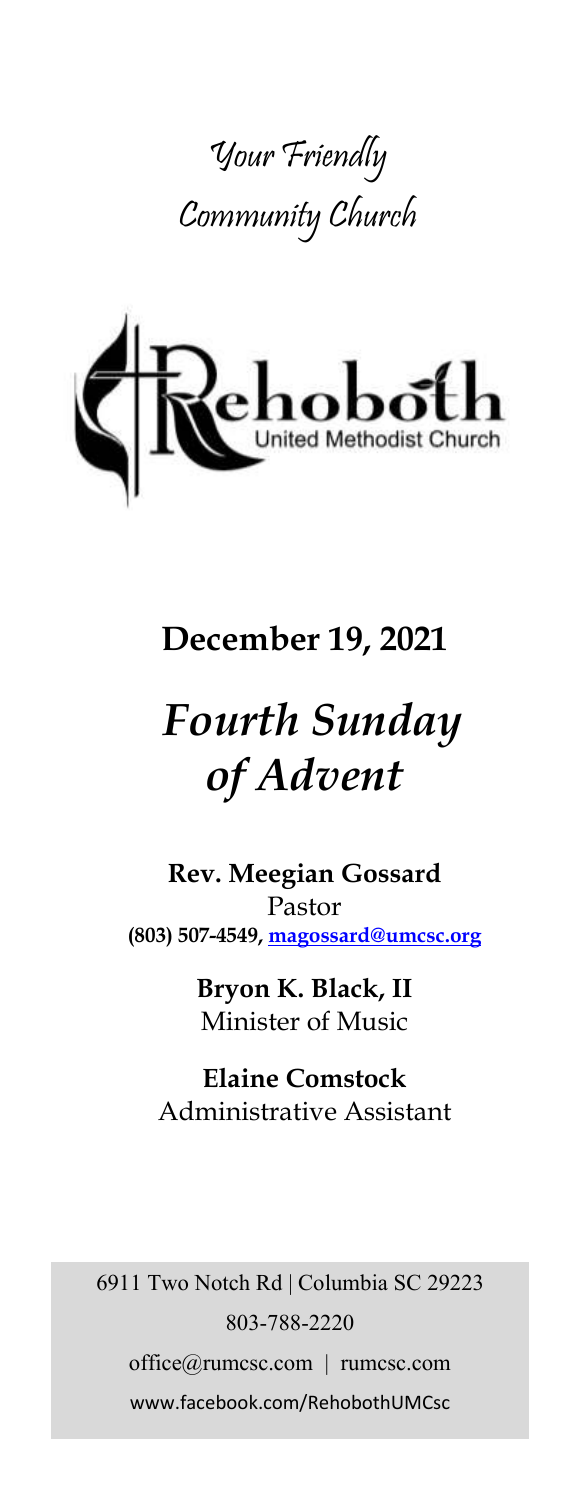Your Friendly Community Church

Rehoboth
United Methodist Church

## December 19, 2021

# *Fourth Sunday of Advent*

**Rev. Meegian Gossard**
Pastor
**(803) 507-4549, magossard@umcsc.org**

**Bryon K. Black, II**
Minister of Music

**Elaine Comstock**
Administrative Assistant

6911 Two Notch Rd | Columbia SC 29223
803-788-2220
office@rumcsc.com | rumcsc.com
www.facebook.com/RehobothUMCsc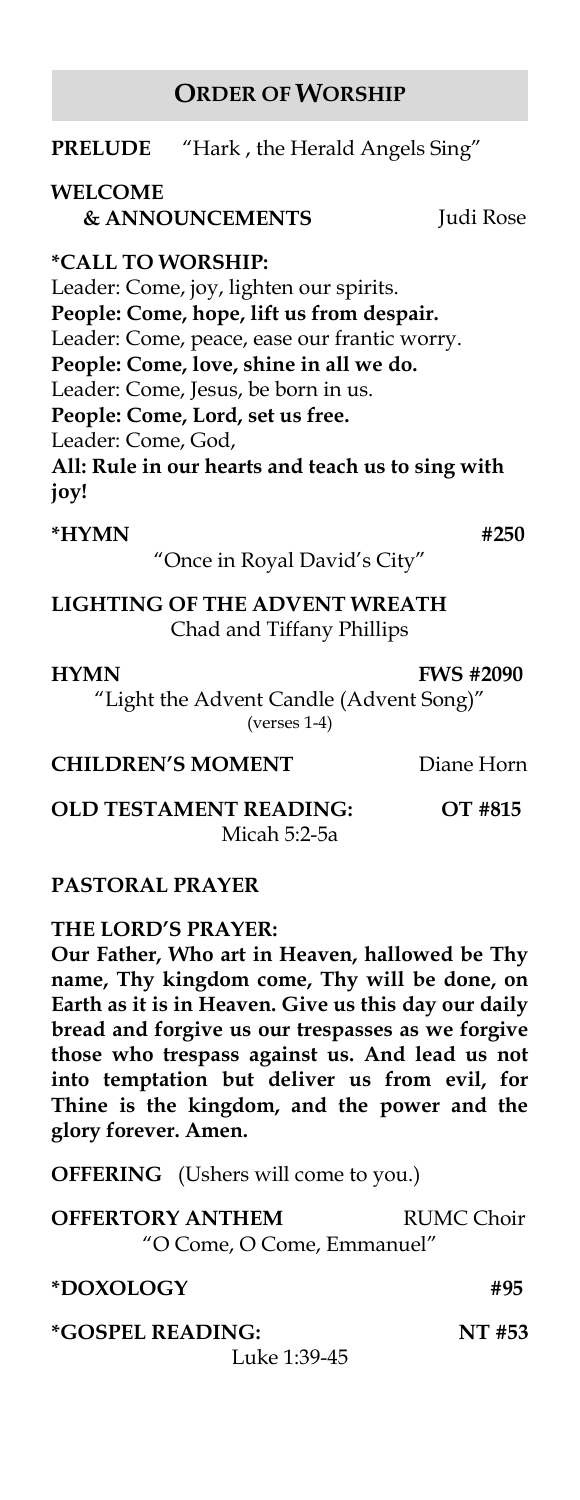## ORDER OF WORSHIP

**PRELUDE** "Hark , the Herald Angels Sing"

**WELCOME & ANNOUNCEMENTS** Judi Rose

**\*CALL TO WORSHIP:**

Leader: Come, joy, lighten our spirits.
**People: Come, hope, lift us from despair.**
Leader: Come, peace, ease our frantic worry.
**People: Come, love, shine in all we do.**
Leader: Come, Jesus, be born in us.
**People: Come, Lord, set us free.**
Leader: Come, God,
**All: Rule in our hearts and teach us to sing with joy!**

**\*HYMN** **#250**
"Once in Royal David's City"

**LIGHTING OF THE ADVENT WREATH**
Chad and Tiffany Phillips

**HYMN** **FWS #2090**
"Light the Advent Candle (Advent Song)"
(verses 1-4)

**CHILDREN'S MOMENT** Diane Horn

**OLD TESTAMENT READING:** **OT #815**
Micah 5:2-5a

**PASTORAL PRAYER**

**THE LORD'S PRAYER:**
**Our Father, Who art in Heaven, hallowed be Thy name, Thy kingdom come, Thy will be done, on Earth as it is in Heaven. Give us this day our daily bread and forgive us our trespasses as we forgive those who trespass against us. And lead us not into temptation but deliver us from evil, for Thine is the kingdom, and the power and the glory forever. Amen.**

**OFFERING** (Ushers will come to you.)

**OFFERTORY ANTHEM** RUMC Choir
"O Come, O Come, Emmanuel"

**\*DOXOLOGY** **#95**

**\*GOSPEL READING:** **NT #53**
Luke 1:39-45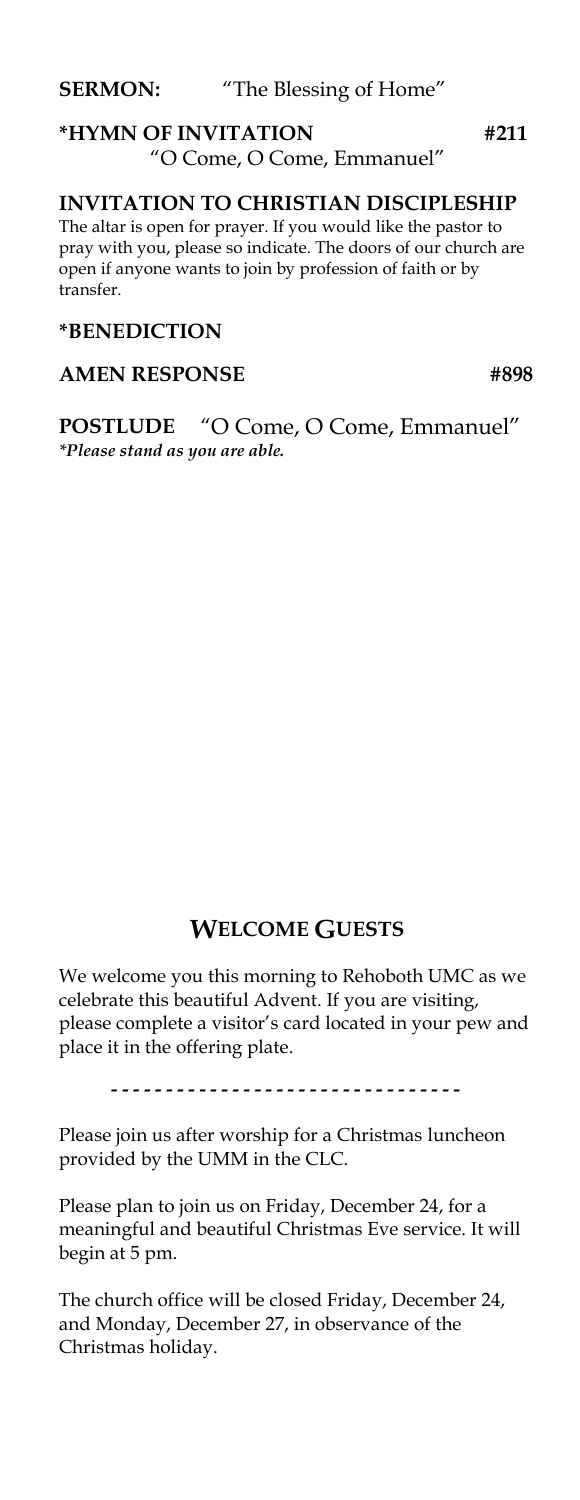**SERMON:** "The Blessing of Home"

**\*HYMN OF INVITATION** **#211**
"O Come, O Come, Emmanuel"

**INVITATION TO CHRISTIAN DISCIPLESHIP**

The altar is open for prayer. If you would like the pastor to pray with you, please so indicate. The doors of our church are open if anyone wants to join by profession of faith or by transfer.

**\*BENEDICTION**

**AMEN RESPONSE** **#898**

**POSTLUDE** "O Come, O Come, Emmanuel"

*\*Please stand as you are able.*

## WELCOME GUESTS

We welcome you this morning to Rehoboth UMC as we celebrate this beautiful Advent. If you are visiting, please complete a visitor's card located in your pew and place it in the offering plate.

- - - - - - - - - - - - - - - - - - - - - - - - - - - - - - - -

Please join us after worship for a Christmas luncheon provided by the UMM in the CLC.

Please plan to join us on Friday, December 24, for a meaningful and beautiful Christmas Eve service. It will begin at 5 pm.

The church office will be closed Friday, December 24, and Monday, December 27, in observance of the Christmas holiday.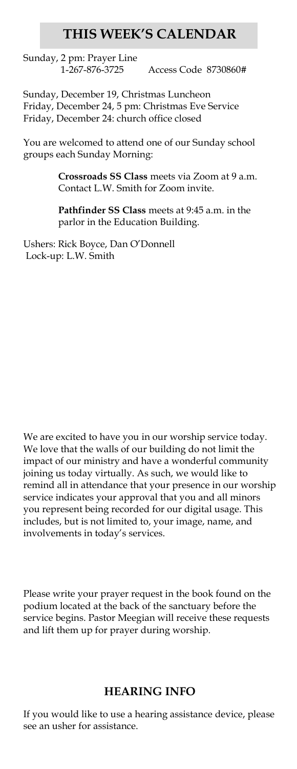## THIS WEEK'S CALENDAR

Sunday, 2 pm: Prayer Line
1-267-876-3725 Access Code 8730860#

Sunday, December 19, Christmas Luncheon
Friday, December 24, 5 pm: Christmas Eve Service
Friday, December 24: church office closed

You are welcomed to attend one of our Sunday school groups each Sunday Morning:

**Crossroads SS Class** meets via Zoom at 9 a.m. Contact L.W. Smith for Zoom invite.

**Pathfinder SS Class** meets at 9:45 a.m. in the parlor in the Education Building.

Ushers: Rick Boyce, Dan O'Donnell
Lock-up: L.W. Smith

We are excited to have you in our worship service today. We love that the walls of our building do not limit the impact of our ministry and have a wonderful community joining us today virtually. As such, we would like to remind all in attendance that your presence in our worship service indicates your approval that you and all minors you represent being recorded for our digital usage. This includes, but is not limited to, your image, name, and involvements in today's services.

Please write your prayer request in the book found on the podium located at the back of the sanctuary before the service begins. Pastor Meegian will receive these requests and lift them up for prayer during worship.

## HEARING INFO

If you would like to use a hearing assistance device, please see an usher for assistance.